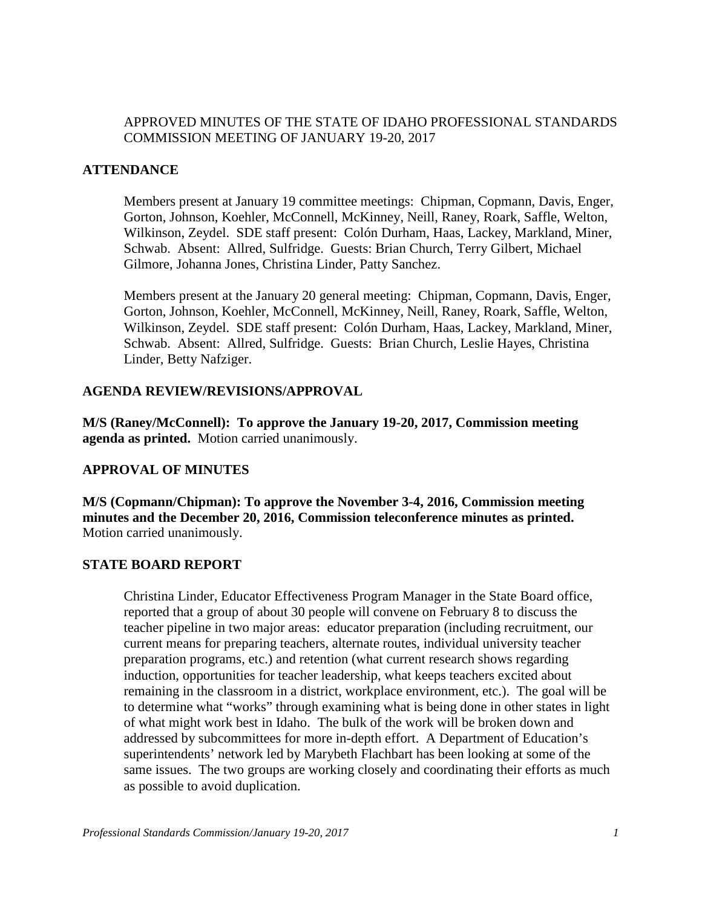# APPROVED MINUTES OF THE STATE OF IDAHO PROFESSIONAL STANDARDS COMMISSION MEETING OF JANUARY 19-20, 2017

## ATTENDANCE

Members present at January 19 committee meetings: Chipman, Copmann, Davis, Enger, Gorton, Johnson, Koehler, McConnell, McKinney, Neill, Raney, Roark, Saffle, Welton, Wilkinson, Zeydel. SDE staff present: Colón Durham, Haas, Lackey, Markland, Miner, Schwab. Absent: Allred, Sulfridge. Guests: Brian Church, Terry Gilbert, Michael Gilmore, Johanna Jones, Christina Linder, Patty Sanchez.

Members present at the January 20 general meeting: Chipman, Copmann, Davis, Enger, Gorton, Johnson, Koehler, McConnell, McKinney, Neill, Raney, Roark, Saffle, Welton, Wilkinson, Zeydel. SDE staff present: Colón Durham, Haas, Lackey, Markland, Miner, Schwab. Absent: Allred, Sulfridge. Guests: Brian Church, Leslie Hayes, Christina Linder, Betty Nafziger.

## AGENDA REVIEW/REVISIONS/APPROVAL

**M/S (Raney/McConnell): To approve the January 19-20, 2017, Commission meeting agenda as printed.** Motion carried unanimously.

## APPROVAL OF MINUTES

**M/S (Copmann/Chipman): To approve the November 3-4, 2016, Commission meeting minutes and the December 20, 2016, Commission teleconference minutes as printed.** Motion carried unanimously.

## STATE BOARD REPORT

Christina Linder, Educator Effectiveness Program Manager in the State Board office, reported that a group of about 30 people will convene on February 8 to discuss the teacher pipeline in two major areas: educator preparation (including recruitment, our current means for preparing teachers, alternate routes, individual university teacher preparation programs, etc.) and retention (what current research shows regarding induction, opportunities for teacher leadership, what keeps teachers excited about remaining in the classroom in a district, workplace environment, etc.). The goal will be to determine what "works" through examining what is being done in other states in light of what might work best in Idaho. The bulk of the work will be broken down and addressed by subcommittees for more in-depth effort. A Department of Education's superintendents' network led by Marybeth Flachbart has been looking at some of the same issues. The two groups are working closely and coordinating their efforts as much as possible to avoid duplication.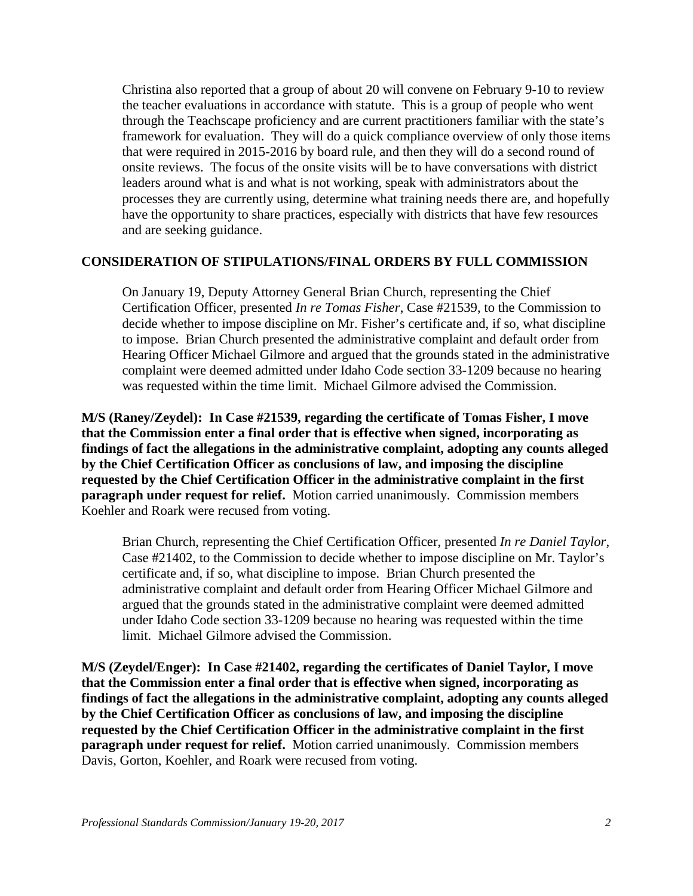Christina also reported that a group of about 20 will convene on February 9-10 to review the teacher evaluations in accordance with statute. This is a group of people who went through the Teachscape proficiency and are current practitioners familiar with the state's framework for evaluation. They will do a quick compliance overview of only those items that were required in 2015-2016 by board rule, and then they will do a second round of onsite reviews. The focus of the onsite visits will be to have conversations with district leaders around what is and what is not working, speak with administrators about the processes they are currently using, determine what training needs there are, and hopefully have the opportunity to share practices, especially with districts that have few resources and are seeking guidance.

## CONSIDERATION OF STIPULATIONS/FINAL ORDERS BY FULL COMMISSION

On January 19, Deputy Attorney General Brian Church, representing the Chief Certification Officer, presented *In re Tomas Fisher*, Case #21539, to the Commission to decide whether to impose discipline on Mr. Fisher's certificate and, if so, what discipline to impose. Brian Church presented the administrative complaint and default order from Hearing Officer Michael Gilmore and argued that the grounds stated in the administrative complaint were deemed admitted under Idaho Code section 33-1209 because no hearing was requested within the time limit. Michael Gilmore advised the Commission.

**M/S (Raney/Zeydel): In Case #21539, regarding the certificate of Tomas Fisher, I move that the Commission enter a final order that is effective when signed, incorporating as findings of fact the allegations in the administrative complaint, adopting any counts alleged by the Chief Certification Officer as conclusions of law, and imposing the discipline requested by the Chief Certification Officer in the administrative complaint in the first paragraph under request for relief.** Motion carried unanimously. Commission members Koehler and Roark were recused from voting.

Brian Church, representing the Chief Certification Officer, presented *In re Daniel Taylor*, Case #21402, to the Commission to decide whether to impose discipline on Mr. Taylor's certificate and, if so, what discipline to impose. Brian Church presented the administrative complaint and default order from Hearing Officer Michael Gilmore and argued that the grounds stated in the administrative complaint were deemed admitted under Idaho Code section 33-1209 because no hearing was requested within the time limit. Michael Gilmore advised the Commission.

**M/S (Zeydel/Enger): In Case #21402, regarding the certificates of Daniel Taylor, I move that the Commission enter a final order that is effective when signed, incorporating as findings of fact the allegations in the administrative complaint, adopting any counts alleged by the Chief Certification Officer as conclusions of law, and imposing the discipline requested by the Chief Certification Officer in the administrative complaint in the first paragraph under request for relief.** Motion carried unanimously. Commission members Davis, Gorton, Koehler, and Roark were recused from voting.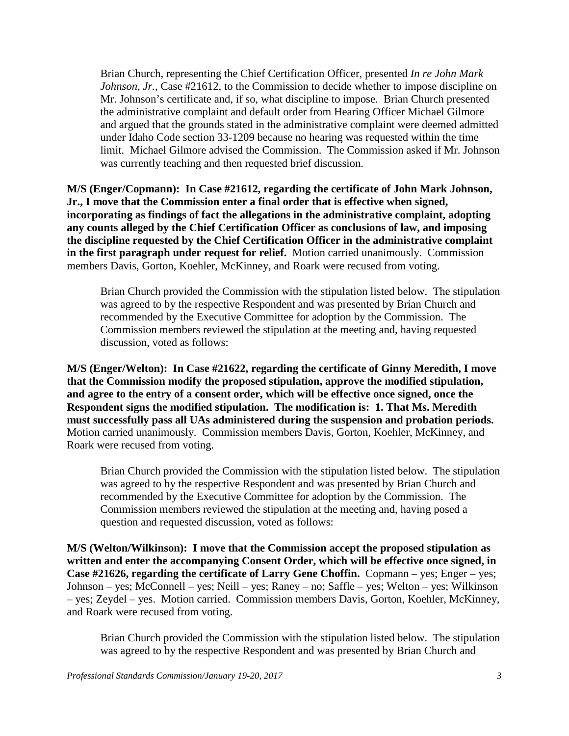Brian Church, representing the Chief Certification Officer, presented *In re John Mark Johnson, Jr.*, Case #21612, to the Commission to decide whether to impose discipline on Mr. Johnson's certificate and, if so, what discipline to impose. Brian Church presented the administrative complaint and default order from Hearing Officer Michael Gilmore and argued that the grounds stated in the administrative complaint were deemed admitted under Idaho Code section 33-1209 because no hearing was requested within the time limit. Michael Gilmore advised the Commission. The Commission asked if Mr. Johnson was currently teaching and then requested brief discussion.

**M/S (Enger/Copmann): In Case #21612, regarding the certificate of John Mark Johnson, Jr., I move that the Commission enter a final order that is effective when signed, incorporating as findings of fact the allegations in the administrative complaint, adopting any counts alleged by the Chief Certification Officer as conclusions of law, and imposing the discipline requested by the Chief Certification Officer in the administrative complaint in the first paragraph under request for relief.** Motion carried unanimously. Commission members Davis, Gorton, Koehler, McKinney, and Roark were recused from voting.

Brian Church provided the Commission with the stipulation listed below. The stipulation was agreed to by the respective Respondent and was presented by Brian Church and recommended by the Executive Committee for adoption by the Commission. The Commission members reviewed the stipulation at the meeting and, having requested discussion, voted as follows:

**M/S (Enger/Welton): In Case #21622, regarding the certificate of Ginny Meredith, I move that the Commission modify the proposed stipulation, approve the modified stipulation, and agree to the entry of a consent order, which will be effective once signed, once the Respondent signs the modified stipulation. The modification is: 1. That Ms. Meredith must successfully pass all UAs administered during the suspension and probation periods.** Motion carried unanimously. Commission members Davis, Gorton, Koehler, McKinney, and Roark were recused from voting.

Brian Church provided the Commission with the stipulation listed below. The stipulation was agreed to by the respective Respondent and was presented by Brian Church and recommended by the Executive Committee for adoption by the Commission. The Commission members reviewed the stipulation at the meeting and, having posed a question and requested discussion, voted as follows:

**M/S (Welton/Wilkinson): I move that the Commission accept the proposed stipulation as written and enter the accompanying Consent Order, which will be effective once signed, in Case #21626, regarding the certificate of Larry Gene Choffin.** Copmann – yes; Enger – yes; Johnson – yes; McConnell – yes; Neill – yes; Raney – no; Saffle – yes; Welton – yes; Wilkinson – yes; Zeydel – yes. Motion carried. Commission members Davis, Gorton, Koehler, McKinney, and Roark were recused from voting.

Brian Church provided the Commission with the stipulation listed below. The stipulation was agreed to by the respective Respondent and was presented by Brian Church and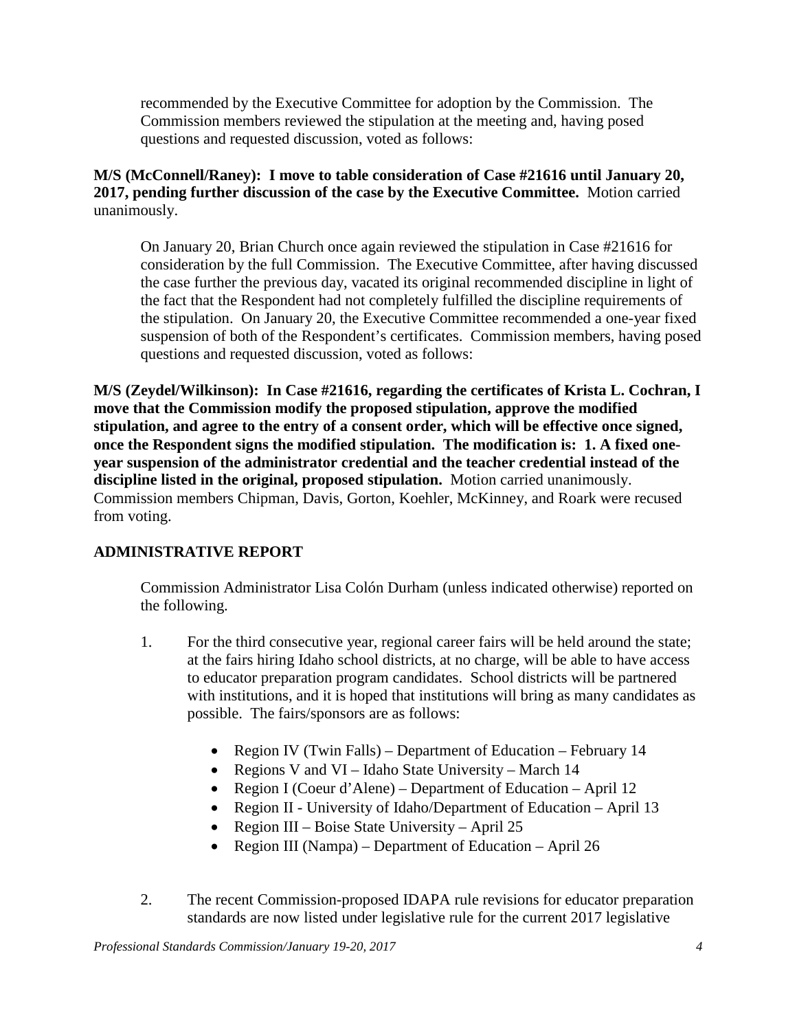recommended by the Executive Committee for adoption by the Commission. The Commission members reviewed the stipulation at the meeting and, having posed questions and requested discussion, voted as follows:

**M/S (McConnell/Raney): I move to table consideration of Case #21616 until January 20, 2017, pending further discussion of the case by the Executive Committee.** Motion carried unanimously.

On January 20, Brian Church once again reviewed the stipulation in Case #21616 for consideration by the full Commission. The Executive Committee, after having discussed the case further the previous day, vacated its original recommended discipline in light of the fact that the Respondent had not completely fulfilled the discipline requirements of the stipulation. On January 20, the Executive Committee recommended a one-year fixed suspension of both of the Respondent's certificates. Commission members, having posed questions and requested discussion, voted as follows:

**M/S (Zeydel/Wilkinson): In Case #21616, regarding the certificates of Krista L. Cochran, I move that the Commission modify the proposed stipulation, approve the modified stipulation, and agree to the entry of a consent order, which will be effective once signed, once the Respondent signs the modified stipulation. The modification is: 1. A fixed one-year suspension of the administrator credential and the teacher credential instead of the discipline listed in the original, proposed stipulation.** Motion carried unanimously. Commission members Chipman, Davis, Gorton, Koehler, McKinney, and Roark were recused from voting.

## ADMINISTRATIVE REPORT

Commission Administrator Lisa Colón Durham (unless indicated otherwise) reported on the following.

1. For the third consecutive year, regional career fairs will be held around the state; at the fairs hiring Idaho school districts, at no charge, will be able to have access to educator preparation program candidates. School districts will be partnered with institutions, and it is hoped that institutions will bring as many candidates as possible. The fairs/sponsors are as follows:

   - Region IV (Twin Falls) – Department of Education – February 14
   - Regions V and VI – Idaho State University – March 14
   - Region I (Coeur d'Alene) – Department of Education – April 12
   - Region II - University of Idaho/Department of Education – April 13
   - Region III – Boise State University – April 25
   - Region III (Nampa) – Department of Education – April 26

2. The recent Commission-proposed IDAPA rule revisions for educator preparation standards are now listed under legislative rule for the current 2017 legislative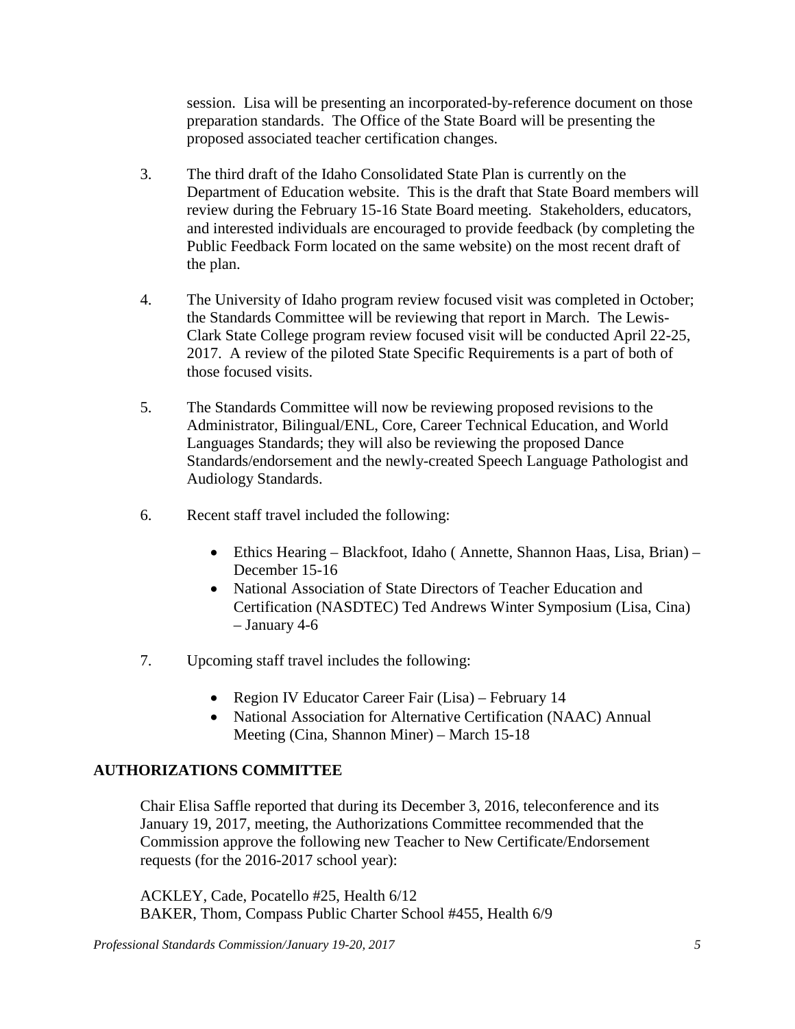session. Lisa will be presenting an incorporated-by-reference document on those preparation standards. The Office of the State Board will be presenting the proposed associated teacher certification changes.

3. The third draft of the Idaho Consolidated State Plan is currently on the Department of Education website. This is the draft that State Board members will review during the February 15-16 State Board meeting. Stakeholders, educators, and interested individuals are encouraged to provide feedback (by completing the Public Feedback Form located on the same website) on the most recent draft of the plan.

4. The University of Idaho program review focused visit was completed in October; the Standards Committee will be reviewing that report in March. The Lewis-Clark State College program review focused visit will be conducted April 22-25, 2017. A review of the piloted State Specific Requirements is a part of both of those focused visits.

5. The Standards Committee will now be reviewing proposed revisions to the Administrator, Bilingual/ENL, Core, Career Technical Education, and World Languages Standards; they will also be reviewing the proposed Dance Standards/endorsement and the newly-created Speech Language Pathologist and Audiology Standards.

6. Recent staff travel included the following:

   - Ethics Hearing – Blackfoot, Idaho ( Annette, Shannon Haas, Lisa, Brian) – December 15-16
   - National Association of State Directors of Teacher Education and Certification (NASDTEC) Ted Andrews Winter Symposium (Lisa, Cina) – January 4-6

7. Upcoming staff travel includes the following:

   - Region IV Educator Career Fair (Lisa) – February 14
   - National Association for Alternative Certification (NAAC) Annual Meeting (Cina, Shannon Miner) – March 15-18

## AUTHORIZATIONS COMMITTEE

Chair Elisa Saffle reported that during its December 3, 2016, teleconference and its January 19, 2017, meeting, the Authorizations Committee recommended that the Commission approve the following new Teacher to New Certificate/Endorsement requests (for the 2016-2017 school year):

ACKLEY, Cade, Pocatello #25, Health 6/12
BAKER, Thom, Compass Public Charter School #455, Health 6/9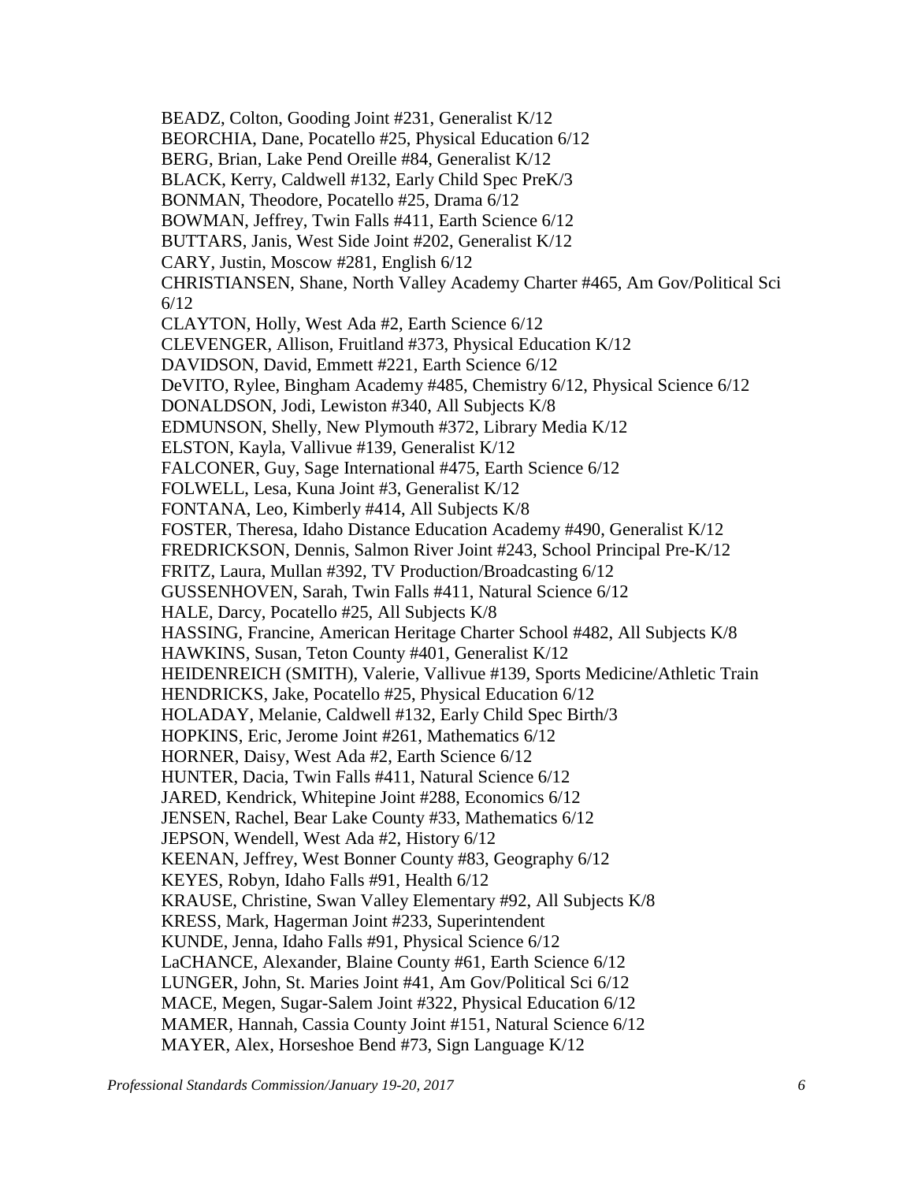BEADZ, Colton, Gooding Joint #231, Generalist K/12
BEORCHIA, Dane, Pocatello #25, Physical Education 6/12
BERG, Brian, Lake Pend Oreille #84, Generalist K/12
BLACK, Kerry, Caldwell #132, Early Child Spec PreK/3
BONMAN, Theodore, Pocatello #25, Drama 6/12
BOWMAN, Jeffrey, Twin Falls #411, Earth Science 6/12
BUTTARS, Janis, West Side Joint #202, Generalist K/12
CARY, Justin, Moscow #281, English 6/12
CHRISTIANSEN, Shane, North Valley Academy Charter #465, Am Gov/Political Sci 6/12
CLAYTON, Holly, West Ada #2, Earth Science 6/12
CLEVENGER, Allison, Fruitland #373, Physical Education K/12
DAVIDSON, David, Emmett #221, Earth Science 6/12
DeVITO, Rylee, Bingham Academy #485, Chemistry 6/12, Physical Science 6/12
DONALDSON, Jodi, Lewiston #340, All Subjects K/8
EDMUNSON, Shelly, New Plymouth #372, Library Media K/12
ELSTON, Kayla, Vallivue #139, Generalist K/12
FALCONER, Guy, Sage International #475, Earth Science 6/12
FOLWELL, Lesa, Kuna Joint #3, Generalist K/12
FONTANA, Leo, Kimberly #414, All Subjects K/8
FOSTER, Theresa, Idaho Distance Education Academy #490, Generalist K/12
FREDRICKSON, Dennis, Salmon River Joint #243, School Principal Pre-K/12
FRITZ, Laura, Mullan #392, TV Production/Broadcasting 6/12
GUSSENHOVEN, Sarah, Twin Falls #411, Natural Science 6/12
HALE, Darcy, Pocatello #25, All Subjects K/8
HASSING, Francine, American Heritage Charter School #482, All Subjects K/8
HAWKINS, Susan, Teton County #401, Generalist K/12
HEIDENREICH (SMITH), Valerie, Vallivue #139, Sports Medicine/Athletic Train
HENDRICKS, Jake, Pocatello #25, Physical Education 6/12
HOLADAY, Melanie, Caldwell #132, Early Child Spec Birth/3
HOPKINS, Eric, Jerome Joint #261, Mathematics 6/12
HORNER, Daisy, West Ada #2, Earth Science 6/12
HUNTER, Dacia, Twin Falls #411, Natural Science 6/12
JARED, Kendrick, Whitepine Joint #288, Economics 6/12
JENSEN, Rachel, Bear Lake County #33, Mathematics 6/12
JEPSON, Wendell, West Ada #2, History 6/12
KEENAN, Jeffrey, West Bonner County #83, Geography 6/12
KEYES, Robyn, Idaho Falls #91, Health 6/12
KRAUSE, Christine, Swan Valley Elementary #92, All Subjects K/8
KRESS, Mark, Hagerman Joint #233, Superintendent
KUNDE, Jenna, Idaho Falls #91, Physical Science 6/12
LaCHANCE, Alexander, Blaine County #61, Earth Science 6/12
LUNGER, John, St. Maries Joint #41, Am Gov/Political Sci 6/12
MACE, Megen, Sugar-Salem Joint #322, Physical Education 6/12
MAMER, Hannah, Cassia County Joint #151, Natural Science 6/12
MAYER, Alex, Horseshoe Bend #73, Sign Language K/12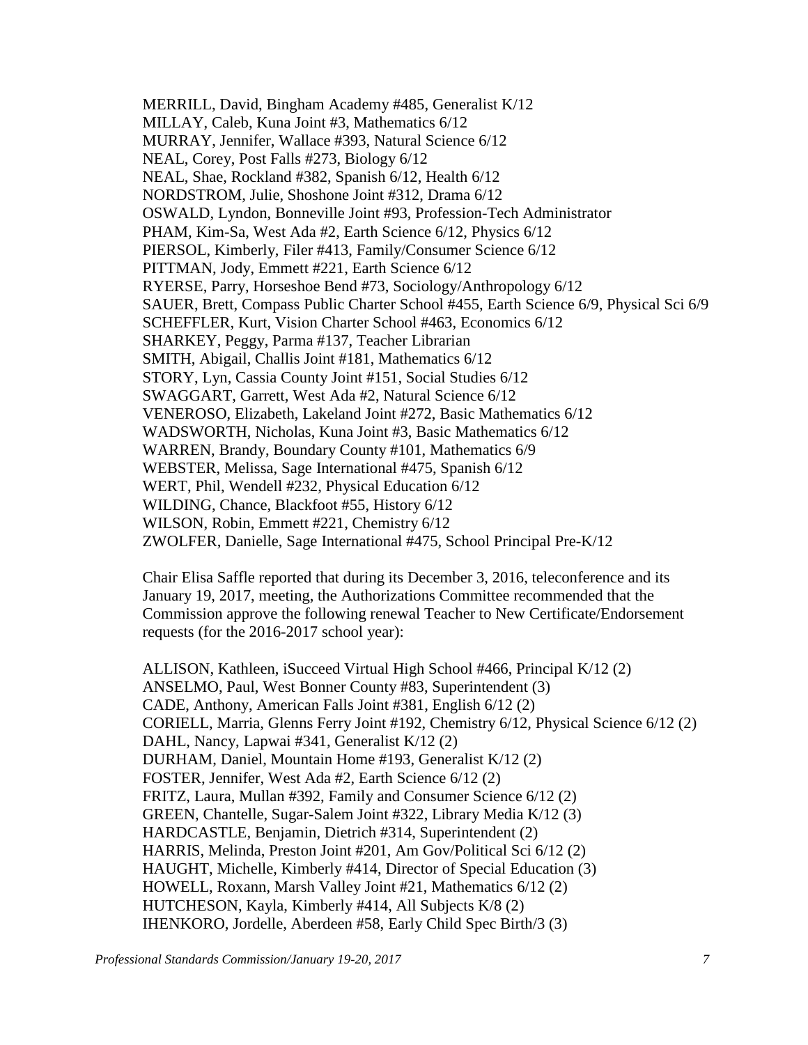MERRILL, David, Bingham Academy #485, Generalist K/12
MILLAY, Caleb, Kuna Joint #3, Mathematics 6/12
MURRAY, Jennifer, Wallace #393, Natural Science 6/12
NEAL, Corey, Post Falls #273, Biology 6/12
NEAL, Shae, Rockland #382, Spanish 6/12, Health 6/12
NORDSTROM, Julie, Shoshone Joint #312, Drama 6/12
OSWALD, Lyndon, Bonneville Joint #93, Profession-Tech Administrator
PHAM, Kim-Sa, West Ada #2, Earth Science 6/12, Physics 6/12
PIERSOL, Kimberly, Filer #413, Family/Consumer Science 6/12
PITTMAN, Jody, Emmett #221, Earth Science 6/12
RYERSE, Parry, Horseshoe Bend #73, Sociology/Anthropology 6/12
SAUER, Brett, Compass Public Charter School #455, Earth Science 6/9, Physical Sci 6/9
SCHEFFLER, Kurt, Vision Charter School #463, Economics 6/12
SHARKEY, Peggy, Parma #137, Teacher Librarian
SMITH, Abigail, Challis Joint #181, Mathematics 6/12
STORY, Lyn, Cassia County Joint #151, Social Studies 6/12
SWAGGART, Garrett, West Ada #2, Natural Science 6/12
VENEROSO, Elizabeth, Lakeland Joint #272, Basic Mathematics 6/12
WADSWORTH, Nicholas, Kuna Joint #3, Basic Mathematics 6/12
WARREN, Brandy, Boundary County #101, Mathematics 6/9
WEBSTER, Melissa, Sage International #475, Spanish 6/12
WERT, Phil, Wendell #232, Physical Education 6/12
WILDING, Chance, Blackfoot #55, History 6/12
WILSON, Robin, Emmett #221, Chemistry 6/12
ZWOLFER, Danielle, Sage International #475, School Principal Pre-K/12

Chair Elisa Saffle reported that during its December 3, 2016, teleconference and its January 19, 2017, meeting, the Authorizations Committee recommended that the Commission approve the following renewal Teacher to New Certificate/Endorsement requests (for the 2016-2017 school year):

ALLISON, Kathleen, iSucceed Virtual High School #466, Principal K/12 (2)
ANSELMO, Paul, West Bonner County #83, Superintendent (3)
CADE, Anthony, American Falls Joint #381, English 6/12 (2)
CORIELL, Marria, Glenns Ferry Joint #192, Chemistry 6/12, Physical Science 6/12 (2)
DAHL, Nancy, Lapwai #341, Generalist K/12 (2)
DURHAM, Daniel, Mountain Home #193, Generalist K/12 (2)
FOSTER, Jennifer, West Ada #2, Earth Science 6/12 (2)
FRITZ, Laura, Mullan #392, Family and Consumer Science 6/12 (2)
GREEN, Chantelle, Sugar-Salem Joint #322, Library Media K/12 (3)
HARDCASTLE, Benjamin, Dietrich #314, Superintendent (2)
HARRIS, Melinda, Preston Joint #201, Am Gov/Political Sci 6/12 (2)
HAUGHT, Michelle, Kimberly #414, Director of Special Education (3)
HOWELL, Roxann, Marsh Valley Joint #21, Mathematics 6/12 (2)
HUTCHESON, Kayla, Kimberly #414, All Subjects K/8 (2)
IHENKORO, Jordelle, Aberdeen #58, Early Child Spec Birth/3 (3)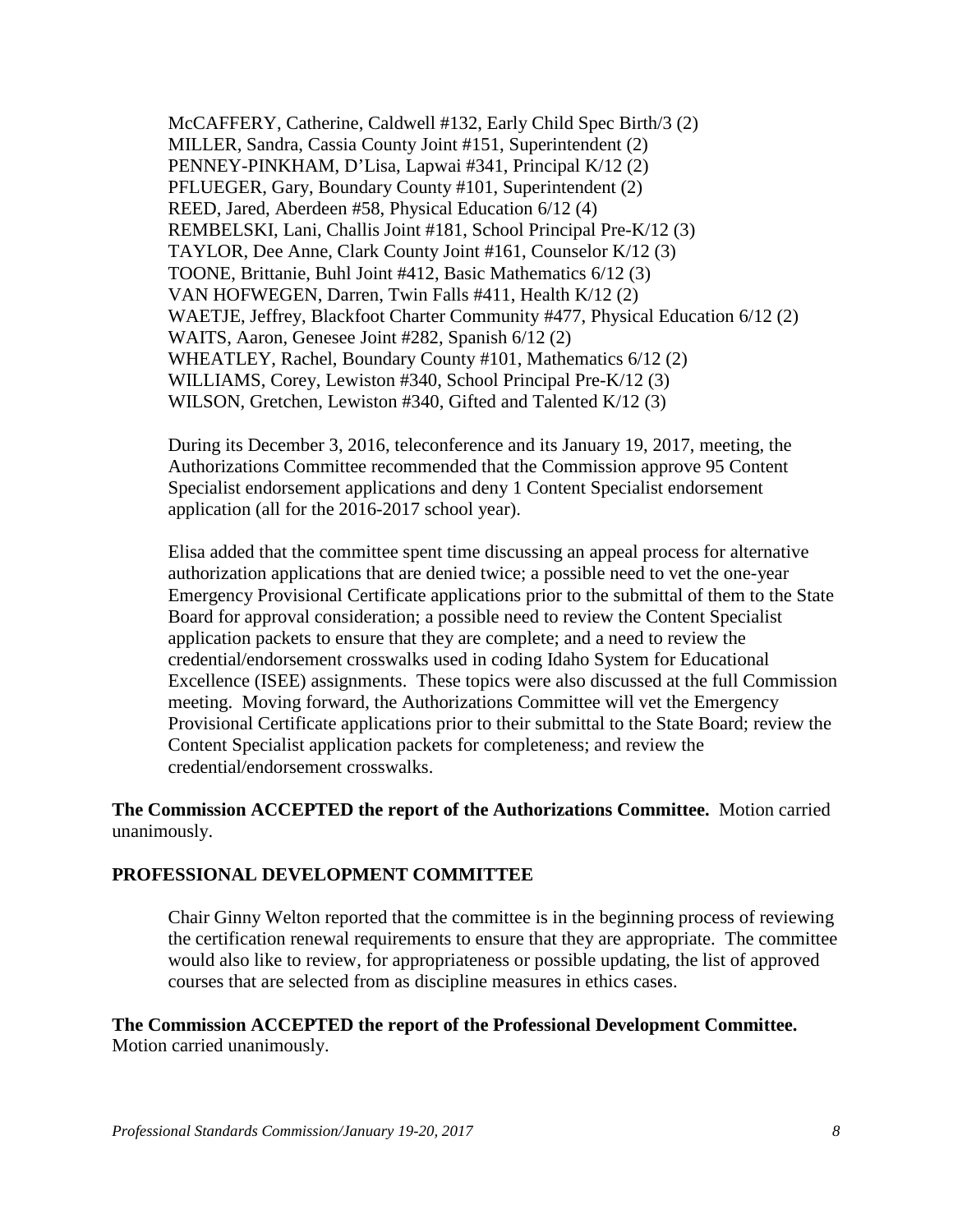McCAFFERY, Catherine, Caldwell #132, Early Child Spec Birth/3 (2)
MILLER, Sandra, Cassia County Joint #151, Superintendent (2)
PENNEY-PINKHAM, D'Lisa, Lapwai #341, Principal K/12 (2)
PFLUEGER, Gary, Boundary County #101, Superintendent (2)
REED, Jared, Aberdeen #58, Physical Education 6/12 (4)
REMBELSKI, Lani, Challis Joint #181, School Principal Pre-K/12 (3)
TAYLOR, Dee Anne, Clark County Joint #161, Counselor K/12 (3)
TOONE, Brittanie, Buhl Joint #412, Basic Mathematics 6/12 (3)
VAN HOFWEGEN, Darren, Twin Falls #411, Health K/12 (2)
WAETJE, Jeffrey, Blackfoot Charter Community #477, Physical Education 6/12 (2)
WAITS, Aaron, Genesee Joint #282, Spanish 6/12 (2)
WHEATLEY, Rachel, Boundary County #101, Mathematics 6/12 (2)
WILLIAMS, Corey, Lewiston #340, School Principal Pre-K/12 (3)
WILSON, Gretchen, Lewiston #340, Gifted and Talented K/12 (3)

During its December 3, 2016, teleconference and its January 19, 2017, meeting, the Authorizations Committee recommended that the Commission approve 95 Content Specialist endorsement applications and deny 1 Content Specialist endorsement application (all for the 2016-2017 school year).

Elisa added that the committee spent time discussing an appeal process for alternative authorization applications that are denied twice; a possible need to vet the one-year Emergency Provisional Certificate applications prior to the submittal of them to the State Board for approval consideration; a possible need to review the Content Specialist application packets to ensure that they are complete; and a need to review the credential/endorsement crosswalks used in coding Idaho System for Educational Excellence (ISEE) assignments. These topics were also discussed at the full Commission meeting. Moving forward, the Authorizations Committee will vet the Emergency Provisional Certificate applications prior to their submittal to the State Board; review the Content Specialist application packets for completeness; and review the credential/endorsement crosswalks.

**The Commission ACCEPTED the report of the Authorizations Committee.** Motion carried unanimously.

## PROFESSIONAL DEVELOPMENT COMMITTEE

Chair Ginny Welton reported that the committee is in the beginning process of reviewing the certification renewal requirements to ensure that they are appropriate. The committee would also like to review, for appropriateness or possible updating, the list of approved courses that are selected from as discipline measures in ethics cases.

**The Commission ACCEPTED the report of the Professional Development Committee.** Motion carried unanimously.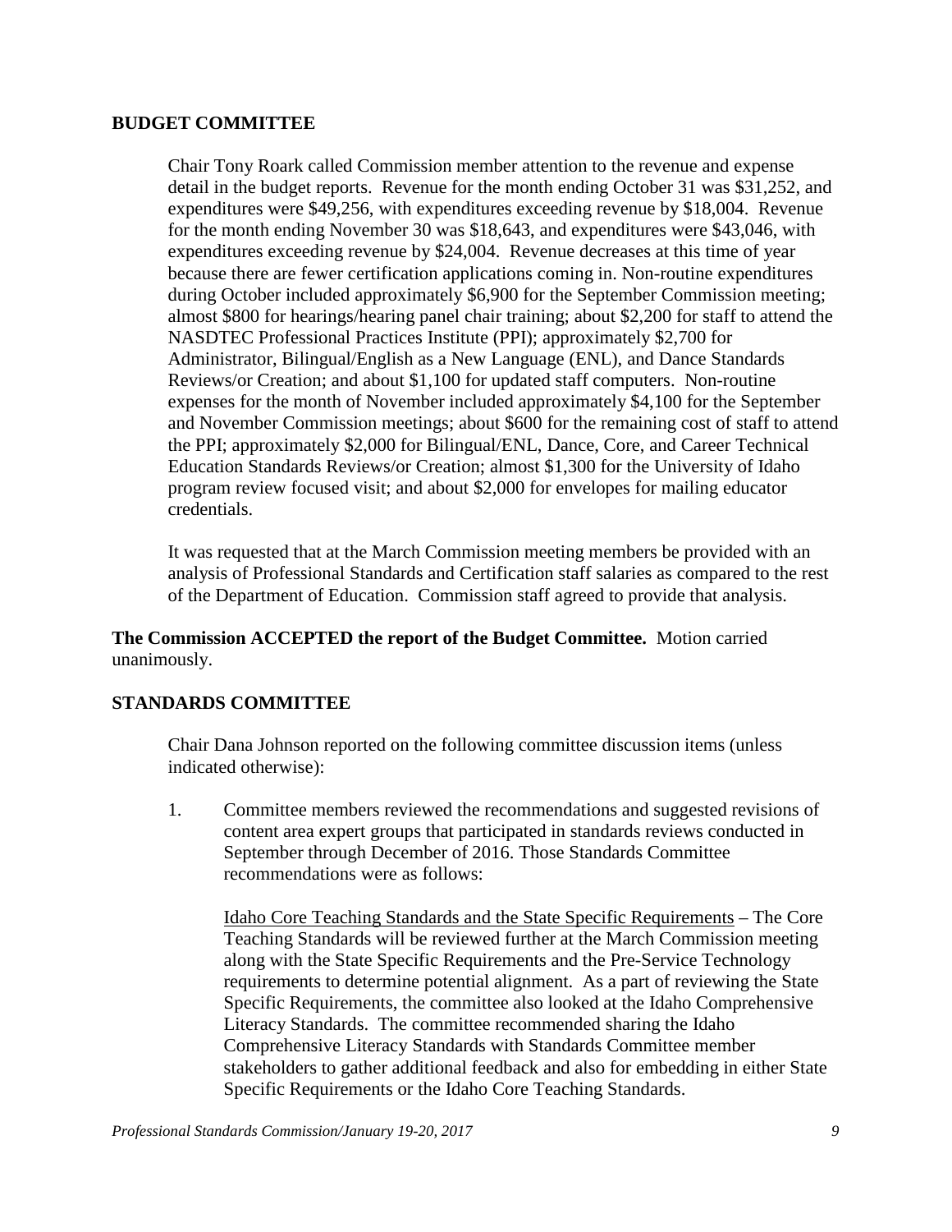## BUDGET COMMITTEE

Chair Tony Roark called Commission member attention to the revenue and expense detail in the budget reports. Revenue for the month ending October 31 was $31,252, and expenditures were $49,256, with expenditures exceeding revenue by $18,004. Revenue for the month ending November 30 was $18,643, and expenditures were $43,046, with expenditures exceeding revenue by $24,004. Revenue decreases at this time of year because there are fewer certification applications coming in. Non-routine expenditures during October included approximately $6,900 for the September Commission meeting; almost $800 for hearings/hearing panel chair training; about $2,200 for staff to attend the NASDTEC Professional Practices Institute (PPI); approximately $2,700 for Administrator, Bilingual/English as a New Language (ENL), and Dance Standards Reviews/or Creation; and about $1,100 for updated staff computers. Non-routine expenses for the month of November included approximately $4,100 for the September and November Commission meetings; about $600 for the remaining cost of staff to attend the PPI; approximately $2,000 for Bilingual/ENL, Dance, Core, and Career Technical Education Standards Reviews/or Creation; almost $1,300 for the University of Idaho program review focused visit; and about $2,000 for envelopes for mailing educator credentials.

It was requested that at the March Commission meeting members be provided with an analysis of Professional Standards and Certification staff salaries as compared to the rest of the Department of Education. Commission staff agreed to provide that analysis.

**The Commission ACCEPTED the report of the Budget Committee.** Motion carried unanimously.

## STANDARDS COMMITTEE

Chair Dana Johnson reported on the following committee discussion items (unless indicated otherwise):

1. Committee members reviewed the recommendations and suggested revisions of content area expert groups that participated in standards reviews conducted in September through December of 2016. Those Standards Committee recommendations were as follows:

   Idaho Core Teaching Standards and the State Specific Requirements – The Core Teaching Standards will be reviewed further at the March Commission meeting along with the State Specific Requirements and the Pre-Service Technology requirements to determine potential alignment. As a part of reviewing the State Specific Requirements, the committee also looked at the Idaho Comprehensive Literacy Standards. The committee recommended sharing the Idaho Comprehensive Literacy Standards with Standards Committee member stakeholders to gather additional feedback and also for embedding in either State Specific Requirements or the Idaho Core Teaching Standards.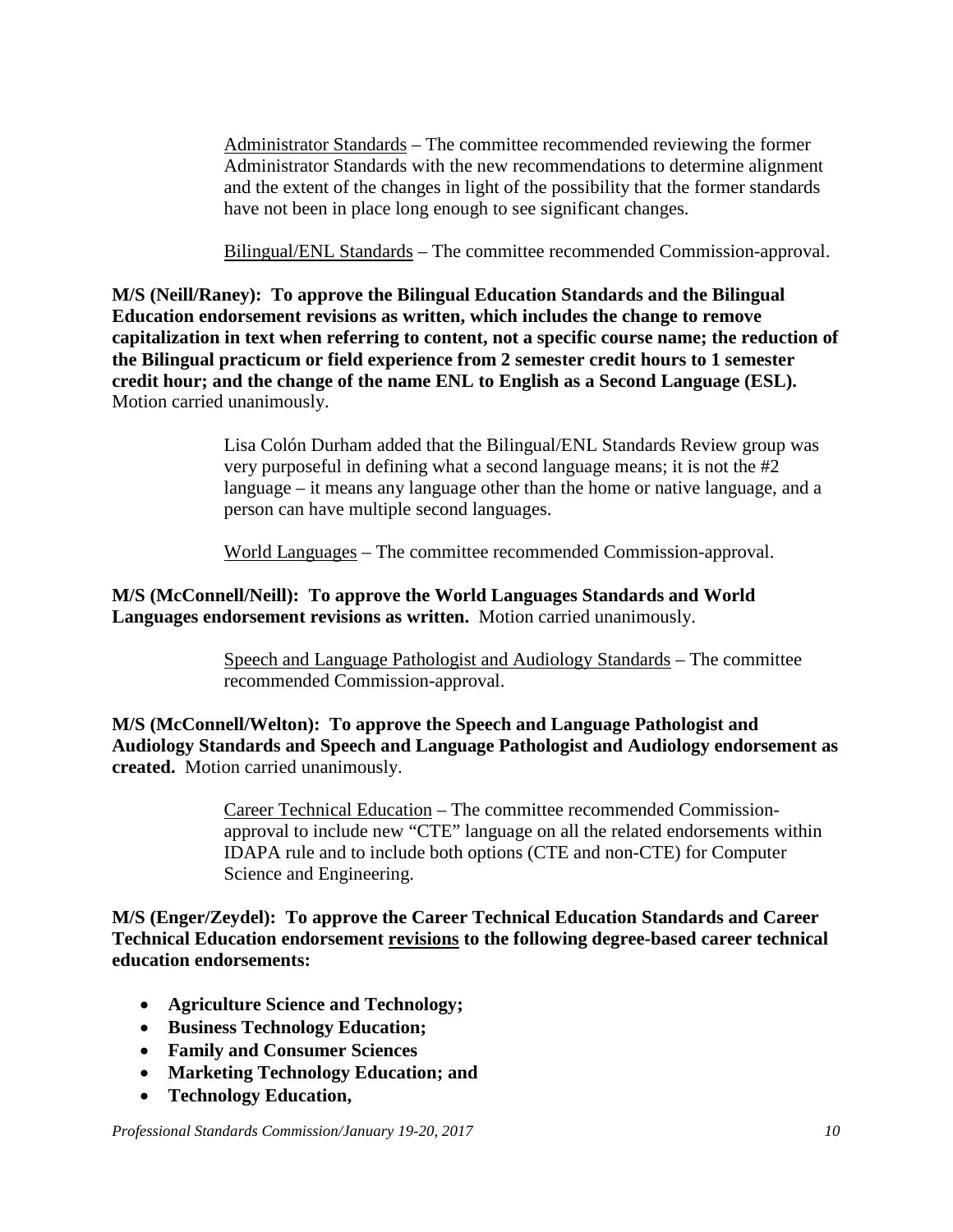Administrator Standards – The committee recommended reviewing the former Administrator Standards with the new recommendations to determine alignment and the extent of the changes in light of the possibility that the former standards have not been in place long enough to see significant changes.

Bilingual/ENL Standards – The committee recommended Commission-approval.

**M/S (Neill/Raney): To approve the Bilingual Education Standards and the Bilingual Education endorsement revisions as written, which includes the change to remove capitalization in text when referring to content, not a specific course name; the reduction of the Bilingual practicum or field experience from 2 semester credit hours to 1 semester credit hour; and the change of the name ENL to English as a Second Language (ESL).** Motion carried unanimously.

Lisa Colón Durham added that the Bilingual/ENL Standards Review group was very purposeful in defining what a second language means; it is not the #2 language – it means any language other than the home or native language, and a person can have multiple second languages.

World Languages – The committee recommended Commission-approval.

**M/S (McConnell/Neill): To approve the World Languages Standards and World Languages endorsement revisions as written.** Motion carried unanimously.

Speech and Language Pathologist and Audiology Standards – The committee recommended Commission-approval.

**M/S (McConnell/Welton): To approve the Speech and Language Pathologist and Audiology Standards and Speech and Language Pathologist and Audiology endorsement as created.** Motion carried unanimously.

Career Technical Education – The committee recommended Commission-approval to include new "CTE" language on all the related endorsements within IDAPA rule and to include both options (CTE and non-CTE) for Computer Science and Engineering.

**M/S (Enger/Zeydel): To approve the Career Technical Education Standards and Career Technical Education endorsement revisions to the following degree-based career technical education endorsements:**

- **Agriculture Science and Technology;**
- **Business Technology Education;**
- **Family and Consumer Sciences**
- **Marketing Technology Education; and**
- **Technology Education,**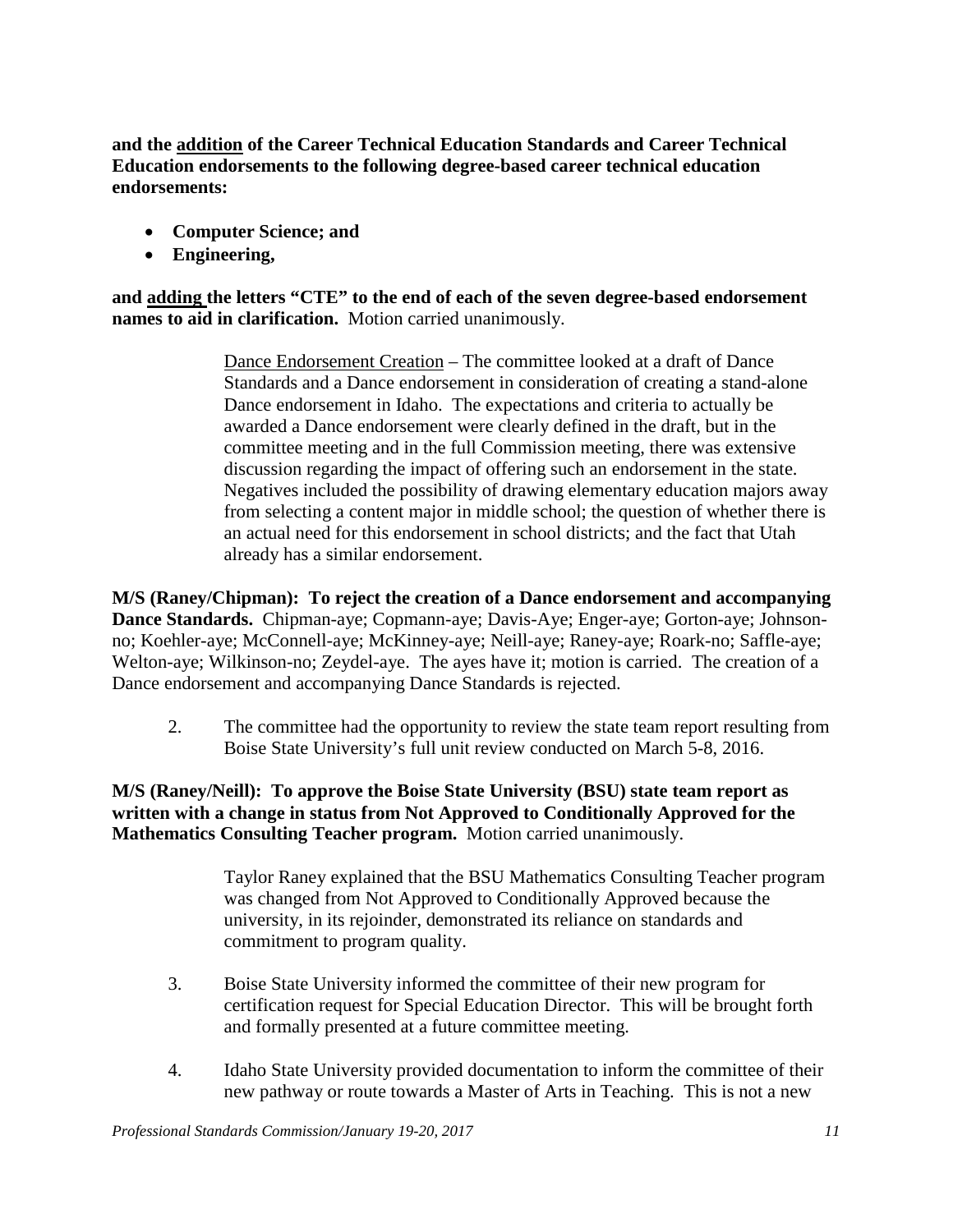**and the <u>addition</u> of the Career Technical Education Standards and Career Technical Education endorsements to the following degree-based career technical education endorsements:**

- **Computer Science; and**
- **Engineering,**

**and <u>adding</u> the letters "CTE" to the end of each of the seven degree-based endorsement names to aid in clarification.** Motion carried unanimously.

<u>Dance Endorsement Creation</u> – The committee looked at a draft of Dance Standards and a Dance endorsement in consideration of creating a stand-alone Dance endorsement in Idaho. The expectations and criteria to actually be awarded a Dance endorsement were clearly defined in the draft, but in the committee meeting and in the full Commission meeting, there was extensive discussion regarding the impact of offering such an endorsement in the state. Negatives included the possibility of drawing elementary education majors away from selecting a content major in middle school; the question of whether there is an actual need for this endorsement in school districts; and the fact that Utah already has a similar endorsement.

**M/S (Raney/Chipman): To reject the creation of a Dance endorsement and accompanying Dance Standards.** Chipman-aye; Copmann-aye; Davis-Aye; Enger-aye; Gorton-aye; Johnson-no; Koehler-aye; McConnell-aye; McKinney-aye; Neill-aye; Raney-aye; Roark-no; Saffle-aye; Welton-aye; Wilkinson-no; Zeydel-aye. The ayes have it; motion is carried. The creation of a Dance endorsement and accompanying Dance Standards is rejected.

2. The committee had the opportunity to review the state team report resulting from Boise State University's full unit review conducted on March 5-8, 2016.

**M/S (Raney/Neill): To approve the Boise State University (BSU) state team report as written with a change in status from Not Approved to Conditionally Approved for the Mathematics Consulting Teacher program.** Motion carried unanimously.

Taylor Raney explained that the BSU Mathematics Consulting Teacher program was changed from Not Approved to Conditionally Approved because the university, in its rejoinder, demonstrated its reliance on standards and commitment to program quality.

3. Boise State University informed the committee of their new program for certification request for Special Education Director. This will be brought forth and formally presented at a future committee meeting.

4. Idaho State University provided documentation to inform the committee of their new pathway or route towards a Master of Arts in Teaching. This is not a new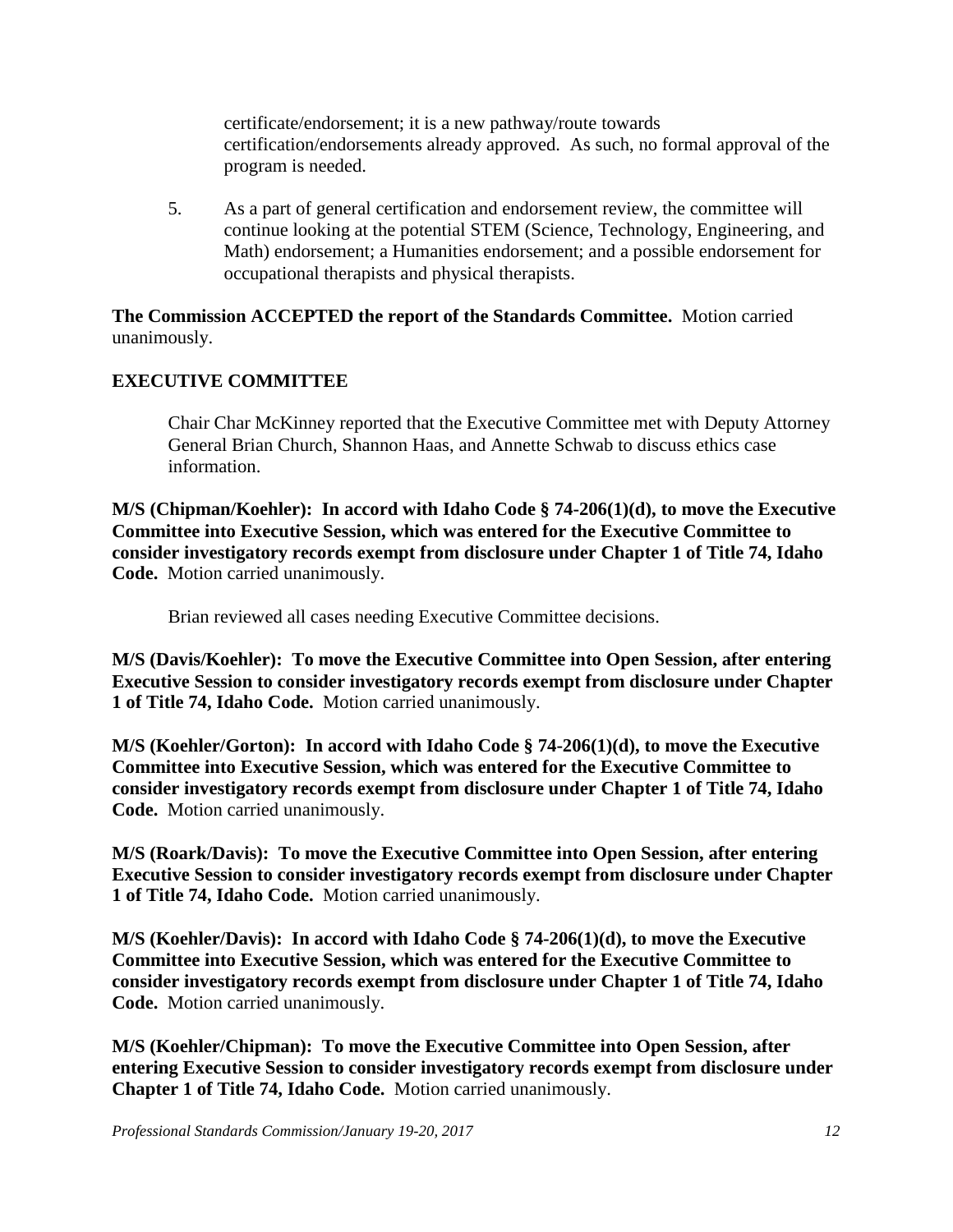certificate/endorsement; it is a new pathway/route towards certification/endorsements already approved. As such, no formal approval of the program is needed.

5. As a part of general certification and endorsement review, the committee will continue looking at the potential STEM (Science, Technology, Engineering, and Math) endorsement; a Humanities endorsement; and a possible endorsement for occupational therapists and physical therapists.

**The Commission ACCEPTED the report of the Standards Committee.** Motion carried unanimously.

## EXECUTIVE COMMITTEE

Chair Char McKinney reported that the Executive Committee met with Deputy Attorney General Brian Church, Shannon Haas, and Annette Schwab to discuss ethics case information.

**M/S (Chipman/Koehler): In accord with Idaho Code § 74-206(1)(d), to move the Executive Committee into Executive Session, which was entered for the Executive Committee to consider investigatory records exempt from disclosure under Chapter 1 of Title 74, Idaho Code.** Motion carried unanimously.

Brian reviewed all cases needing Executive Committee decisions.

**M/S (Davis/Koehler): To move the Executive Committee into Open Session, after entering Executive Session to consider investigatory records exempt from disclosure under Chapter 1 of Title 74, Idaho Code.** Motion carried unanimously.

**M/S (Koehler/Gorton): In accord with Idaho Code § 74-206(1)(d), to move the Executive Committee into Executive Session, which was entered for the Executive Committee to consider investigatory records exempt from disclosure under Chapter 1 of Title 74, Idaho Code.** Motion carried unanimously.

**M/S (Roark/Davis): To move the Executive Committee into Open Session, after entering Executive Session to consider investigatory records exempt from disclosure under Chapter 1 of Title 74, Idaho Code.** Motion carried unanimously.

**M/S (Koehler/Davis): In accord with Idaho Code § 74-206(1)(d), to move the Executive Committee into Executive Session, which was entered for the Executive Committee to consider investigatory records exempt from disclosure under Chapter 1 of Title 74, Idaho Code.** Motion carried unanimously.

**M/S (Koehler/Chipman): To move the Executive Committee into Open Session, after entering Executive Session to consider investigatory records exempt from disclosure under Chapter 1 of Title 74, Idaho Code.** Motion carried unanimously.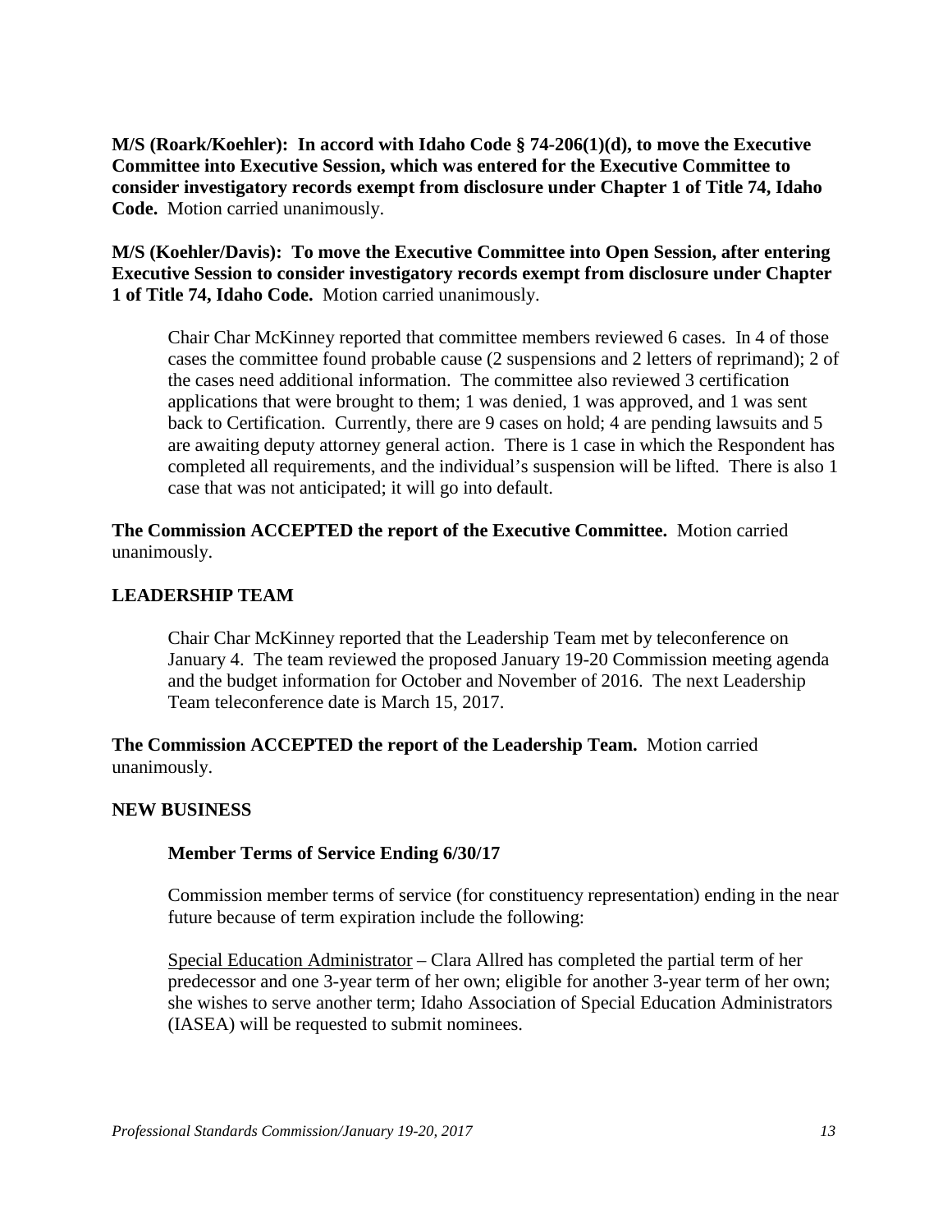**M/S (Roark/Koehler): In accord with Idaho Code § 74-206(1)(d), to move the Executive Committee into Executive Session, which was entered for the Executive Committee to consider investigatory records exempt from disclosure under Chapter 1 of Title 74, Idaho Code.** Motion carried unanimously.

**M/S (Koehler/Davis): To move the Executive Committee into Open Session, after entering Executive Session to consider investigatory records exempt from disclosure under Chapter 1 of Title 74, Idaho Code.** Motion carried unanimously.

Chair Char McKinney reported that committee members reviewed 6 cases. In 4 of those cases the committee found probable cause (2 suspensions and 2 letters of reprimand); 2 of the cases need additional information. The committee also reviewed 3 certification applications that were brought to them; 1 was denied, 1 was approved, and 1 was sent back to Certification. Currently, there are 9 cases on hold; 4 are pending lawsuits and 5 are awaiting deputy attorney general action. There is 1 case in which the Respondent has completed all requirements, and the individual's suspension will be lifted. There is also 1 case that was not anticipated; it will go into default.

**The Commission ACCEPTED the report of the Executive Committee.** Motion carried unanimously.

## LEADERSHIP TEAM

Chair Char McKinney reported that the Leadership Team met by teleconference on January 4. The team reviewed the proposed January 19-20 Commission meeting agenda and the budget information for October and November of 2016. The next Leadership Team teleconference date is March 15, 2017.

**The Commission ACCEPTED the report of the Leadership Team.** Motion carried unanimously.

## NEW BUSINESS

### Member Terms of Service Ending 6/30/17

Commission member terms of service (for constituency representation) ending in the near future because of term expiration include the following:

<u>Special Education Administrator</u> – Clara Allred has completed the partial term of her predecessor and one 3-year term of her own; eligible for another 3-year term of her own; she wishes to serve another term; Idaho Association of Special Education Administrators (IASEA) will be requested to submit nominees.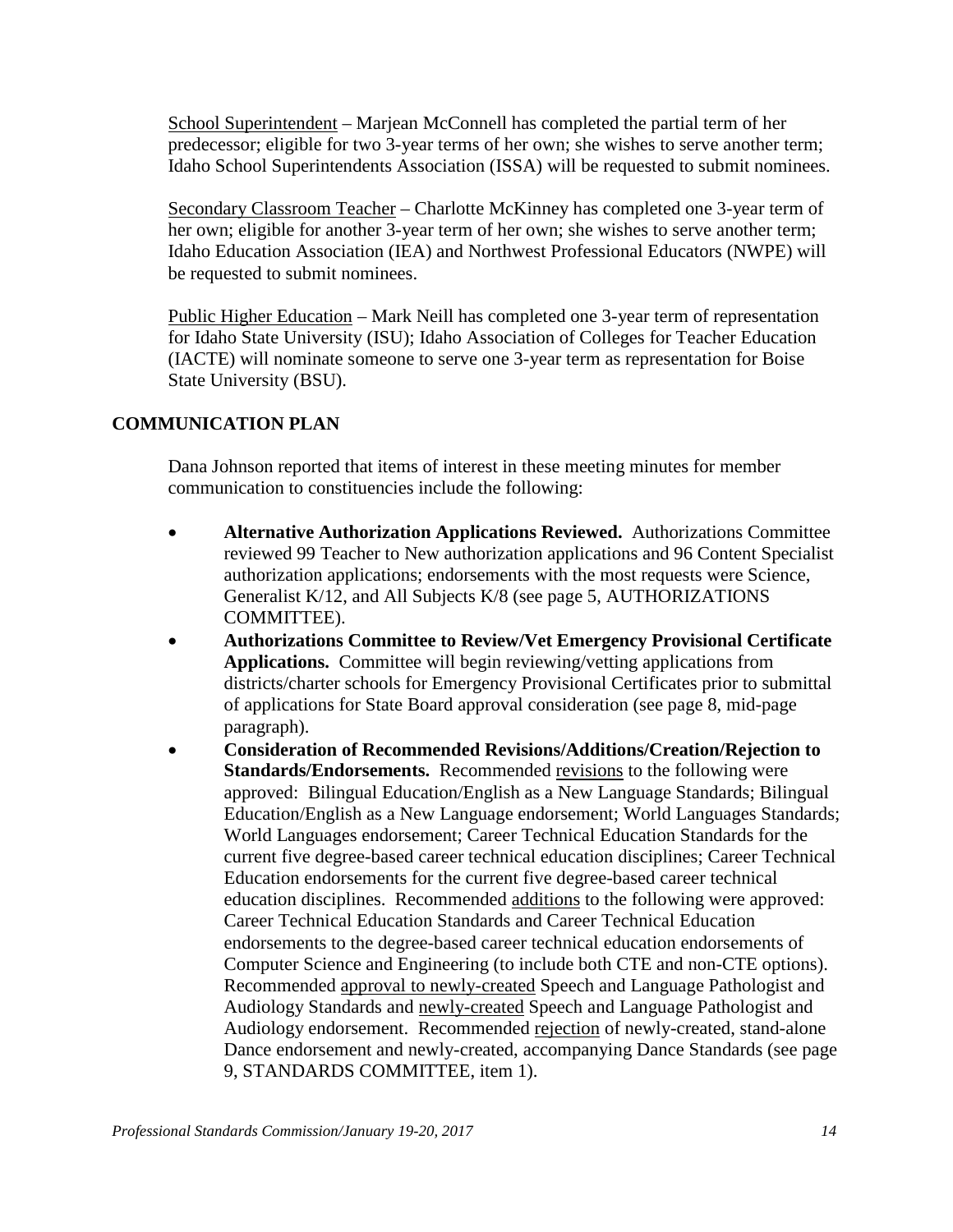<u>School Superintendent</u> – Marjean McConnell has completed the partial term of her predecessor; eligible for two 3-year terms of her own; she wishes to serve another term; Idaho School Superintendents Association (ISSA) will be requested to submit nominees.

<u>Secondary Classroom Teacher</u> – Charlotte McKinney has completed one 3-year term of her own; eligible for another 3-year term of her own; she wishes to serve another term; Idaho Education Association (IEA) and Northwest Professional Educators (NWPE) will be requested to submit nominees.

<u>Public Higher Education</u> – Mark Neill has completed one 3-year term of representation for Idaho State University (ISU); Idaho Association of Colleges for Teacher Education (IACTE) will nominate someone to serve one 3-year term as representation for Boise State University (BSU).

## COMMUNICATION PLAN

Dana Johnson reported that items of interest in these meeting minutes for member communication to constituencies include the following:

- **Alternative Authorization Applications Reviewed.** Authorizations Committee reviewed 99 Teacher to New authorization applications and 96 Content Specialist authorization applications; endorsements with the most requests were Science, Generalist K/12, and All Subjects K/8 (see page 5, AUTHORIZATIONS COMMITTEE).
- **Authorizations Committee to Review/Vet Emergency Provisional Certificate Applications.** Committee will begin reviewing/vetting applications from districts/charter schools for Emergency Provisional Certificates prior to submittal of applications for State Board approval consideration (see page 8, mid-page paragraph).
- **Consideration of Recommended Revisions/Additions/Creation/Rejection to Standards/Endorsements.** Recommended <u>revisions</u> to the following were approved: Bilingual Education/English as a New Language Standards; Bilingual Education/English as a New Language endorsement; World Languages Standards; World Languages endorsement; Career Technical Education Standards for the current five degree-based career technical education disciplines; Career Technical Education endorsements for the current five degree-based career technical education disciplines. Recommended <u>additions</u> to the following were approved: Career Technical Education Standards and Career Technical Education endorsements to the degree-based career technical education endorsements of Computer Science and Engineering (to include both CTE and non-CTE options). Recommended <u>approval to newly-created</u> Speech and Language Pathologist and Audiology Standards and <u>newly-created</u> Speech and Language Pathologist and Audiology endorsement. Recommended <u>rejection</u> of newly-created, stand-alone Dance endorsement and newly-created, accompanying Dance Standards (see page 9, STANDARDS COMMITTEE, item 1).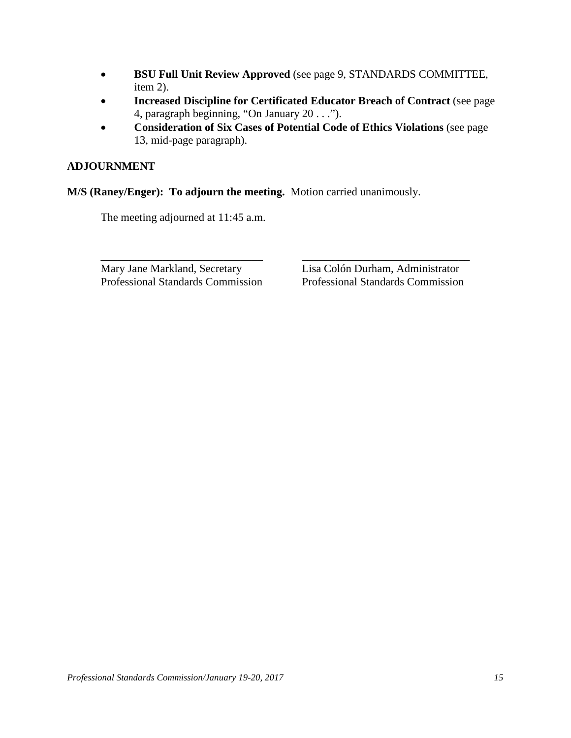- **BSU Full Unit Review Approved** (see page 9, STANDARDS COMMITTEE, item 2).
- **Increased Discipline for Certificated Educator Breach of Contract** (see page 4, paragraph beginning, "On January 20 . . .").
- **Consideration of Six Cases of Potential Code of Ethics Violations** (see page 13, mid-page paragraph).

## ADJOURNMENT

**M/S (Raney/Enger): To adjourn the meeting.** Motion carried unanimously.

The meeting adjourned at 11:45 a.m.

_____________________________  
Mary Jane Markland, Secretary  
Professional Standards Commission

_____________________________  
Lisa Colón Durham, Administrator  
Professional Standards Commission